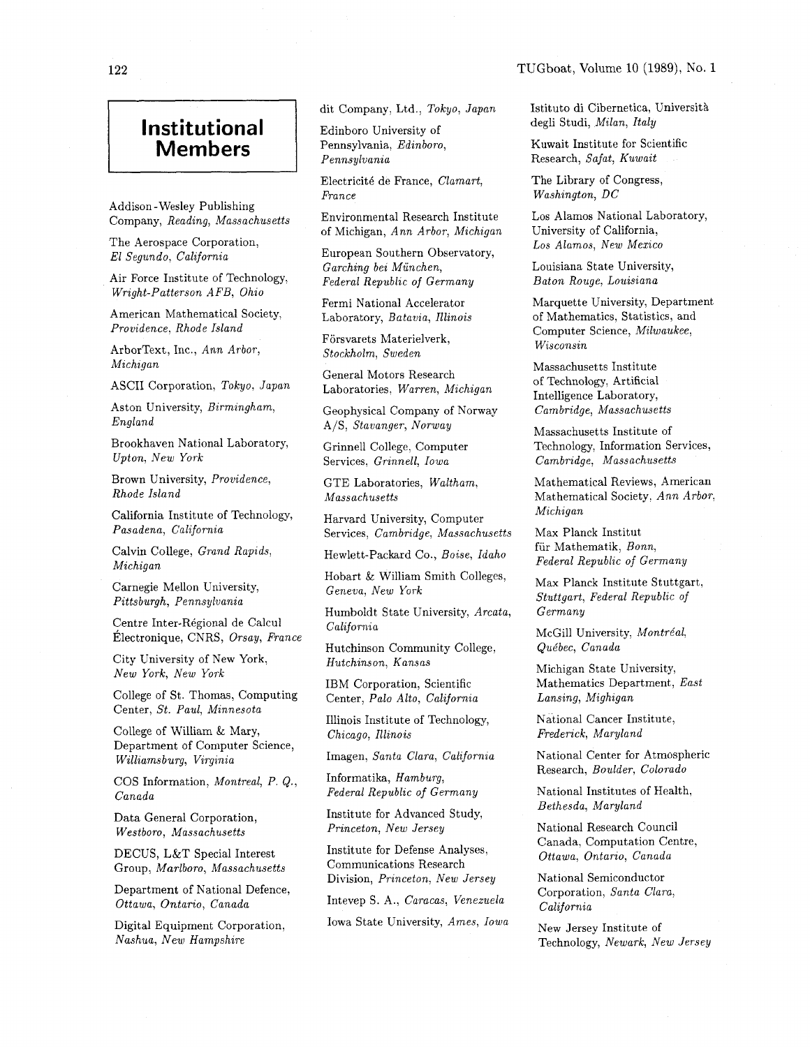# Institutional Members

Addison-Wesley Publishing Company, *Reading, Massachusetts*

The Aerospace Corporation, *El Segundo, California*

Air Force Institute of Technology, *Wright-Patterson AFB, Ohio*

American Mathematical Society, *Providence, Rhode Island*

ArborText, Inc., *Ann Arbor, Michigan*

ASCII Corporation, *Tokyo, Japan*

Aston University, *Birmingham, England*

Brookhaven National Laboratory, *Upton, New York*

Brown University, *Providence, Rhode Island*

California Institute of Technology, *Pasadena, California*

Calvin College, *Grand Rapids, Michigan*

Carnegie Mellon University, *Pittsburgh, Pennsylvania*

Centre Inter-Régional de Calcul Électronique, CNRS, *Orsay, France*

City University of New York, *New York, New York*

College of St. Thomas, Computing Center, *St. Paul, Minnesota*

College of William & Mary, Department of Computer Science, *Williamsburg, Virginia*

COS Information, *Montreal, P. Q., Canada*

Data General Corporation, *Westboro, Massachusetts*

DECUS, L&T Special Interest Group, *Marlboro, Massachusetts*

Department of National Defence, *Ottawa, Ontario, Canada*

Digital Equipment Corporation, *Nashua, New Hampshire*

dit Company, Ltd., *Tokyo, Japan*

Edinboro University of Pennsylvania, *Edinboro, Pennsylvania*

Electricité de France, *Clamart, France*

Environmental Research Institute of Michigan, *Ann Arbor, Michigan*

European Southern Observatory, *Garching bei München, Federal Republic of Germany*

Fermi National Accelerator Laboratory, *Batavia, Illinois*

Försvarets Materielverk, *Stockholm, Sweden*

General Motors Research Laboratories, *Warren, Michigan*

Geophysical Company of Norway A/S, *Stavanger, Norway*

Grinnell College, Computer Services, *Grinnell, Iowa*

GTE Laboratories, *Waltham, Massachusetts*

Harvard University, Computer Services, *Cambridge, Massachusetts*

Hewlett-Packard Co., *Boise, Idaho*

Hobart & William Smith Colleges, *Geneva, New York*

Humboldt State University, *Arcata, California*

Hutchinson Community College, *Hutchinson, Kansas*

IBM Corporation, Scientific Center, *Palo Alto, California*

Illinois Institute of Technology, *Chicago, Illinois*

Imagen, *Santa Clara, California*

Informatika, *Hamburg, Federal Republic of Germany*

Institute for Advanced Study, *Princeton, New Jersey*

Institute for Defense Analyses, Communications Research Division, *Princeton, New Jersey*

Intevep S. A., *Caracas, Venezuela*

Iowa State University, *Ames, Iowa*

Istituto di Cibernetica, Università degli Studi, *Milan, Italy*

Kuwait Institute for Scientific Research, *Safat, Kuwait*

The Library of Congress, *Washington, DC*

Los Alamos National Laboratory, University of California, *Los Alamos, New Mexico*

Louisiana State University, *Baton Rouge, Louisiana*

Marquette University, Department of Mathematics, Statistics, and Computer Science, *Milwaukee, Wisconsin*

Massachusetts Institute of Technology, Artificial Intelligence Laboratory, *Cambridge, Massachusetts*

Massachusetts Institute of Technology, Information Services, *Cambridge, Massachusetts*

Mathematical Reviews, American Mathematical Society, *Ann Arbor, Michigan*

Max Planck Institut für Mathematik, *Bonn, Federal Republic of Germany*

Max Planck Institute Stuttgart, *Stuttgart, Federal Republic of Germany*

McGill University, *Montréal, Québec, Canada*

Michigan State University, Mathematics Department, *East Lansing, Mighigan*

National Cancer Institute, *Frederick, Maryland*

National Center for Atmospheric Research, *Boulder, Colorado*

National Institutes of Health, *Bethesda, Maryland*

National Research Council Canada, Computation Centre, *Ottawa, Ontario, Canada*

National Semiconductor Corporation, *Santa Clara, California*

New Jersey Institute of Technology, *Newark, New Jersey*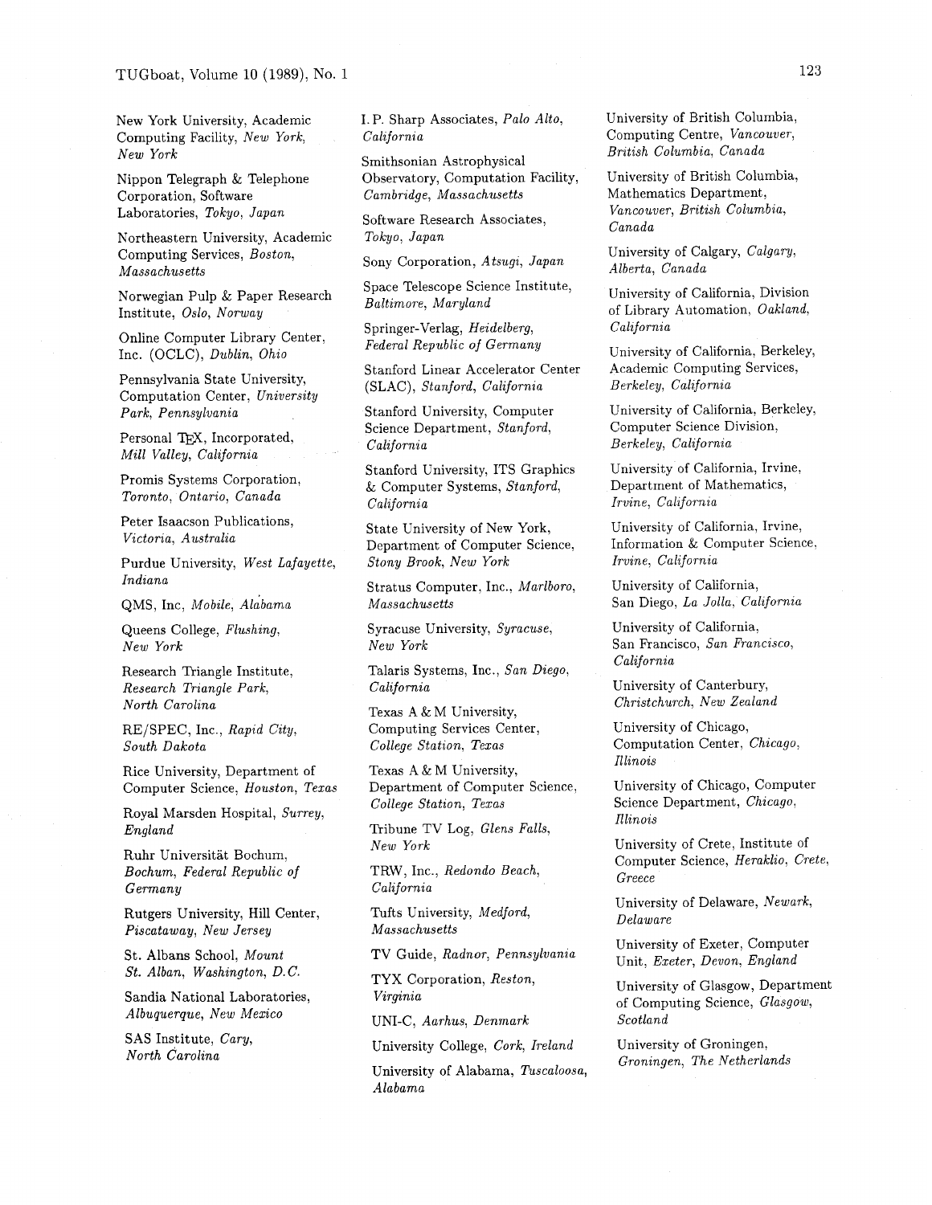New York University, Academic Computing Facility, *New York, New York*

Nippon Telegraph & Telephone Corporation, Software Laboratories, *Tokyo, Japan*

Northeastern University, Academic Computing Services, *Boston, Massachusetts*

Norwegian Pulp & Paper Research Institute, *Oslo, Norway*

Online Computer Library Center, Inc. (OCLC), *Dublin, Ohio*

Pennsylvania State University, Computation Center, *University Park, Pennsylvania*

Personal TEX, Incorporated, *Mill Valley, California*

Promis Systems Corporation, *Toronto, Ontario, Canada*

Peter Isaacson Publications, *Victoria, Australia*

Purdue University, *West Lafayette, Indiana*

QMS, Inc, *Mobile, Alabama*

Queens College, *Flushing, New York*

Research Triangle Institute, *Research Triangle Park, North Carolina*

RE/SPEC, Inc., *Rapid City, South Dakota*

Rice University, Department of Computer Science, *Houston, Texas*

Royal Marsden Hospital, *Surrey, England*

Ruhr Universität Bochum, *Bochum, Federal Republic of Germany*

Rutgers University, Hill Center, *Piscataway, New Jersey*

St. Albans School, *Mount St. Alban, Washington, D.C.*

Sandia National Laboratories, *Albuquerque, New Mexico*

SAS Institute, *Cary, North Carolina*

I. P. Sharp Associates, *Palo Alto, California*

Smithsonian Astrophysical Observatory, Computation Facility, *Cambridge, Massachusetts*

Software Research Associates, *Tokyo, Japan*

Sony Corporation, *Atsugi, Japan*

Space Telescope Science Institute, *Baltimore, Maryland*

Springer-Verlag, *Heidelberg, Federal Republic of Germany*

Stanford Linear Accelerator Center (SLAC), *Stanford, California*

Stanford University, Computer Science Department, *Stanford, California*

Stanford University, ITS Graphics & Computer Systems, *Stanford, California*

State University of New York, Department of Computer Science, *Stony Brook, New York*

Stratus Computer, Inc., *Marlboro, Massachusetts*

Syracuse University, *Syracuse, New York*

Talaris Systems, Inc., *San Diego, California*

Texas A & M University, Computing Services Center, *College Station, Texas*

Texas A & M University, Department of Computer Science, *College Station, Texas*

Tribune TV Log, *Glens Falls, New York*

TRW, Inc., *Redondo Beach, California*

Tufts University, *Medford, Massachusetts*

TV Guide, *Radnor, Pennsylvania*

TYX Corporation, *Reston, Virginia*

UNI-C, *Aarhus, Denmark*

University College, *Cork, Ireland*

University of Alabama, *Tuscaloosa, Alabama*

University of British Columbia, Computing Centre, *Vancouver, British Columbia, Canada*

University of British Columbia, Mathematics Department, *Vancouver, British Columbia, Canada*

University of Calgary, *Calgary, Alberta, Canada*

University of California, Division of Library Automation, *Oakland, California*

University of California, Berkeley, Academic Computing Services, *Berkeley, California*

University of California, Berkeley, Computer Science Division, *Berkeley, California*

University of California, Irvine, Department of Mathematics, *Irvine, California*

University of California, Irvine, Information & Computer Science, *Irvine, California*

University of California, San Diego, *La Jolla, California*

University of California, San Francisco, *San Francisco, California*

University of Canterbury, *Christchurch, New Zealand*

University of Chicago, Computation Center, *Chicago, Illinois*

University of Chicago, Computer Science Department, *Chicago, Illinois*

University of Crete, Institute of Computer Science, *Heraklio, Crete, Greece*

University of Delaware, *Newark, Delaware*

University of Exeter, Computer Unit, *Exeter, Devon, England*

University of Glasgow, Department of Computing Science, *Glasgow, Scotland*

University of Groningen, *Groningen, The Netherlands*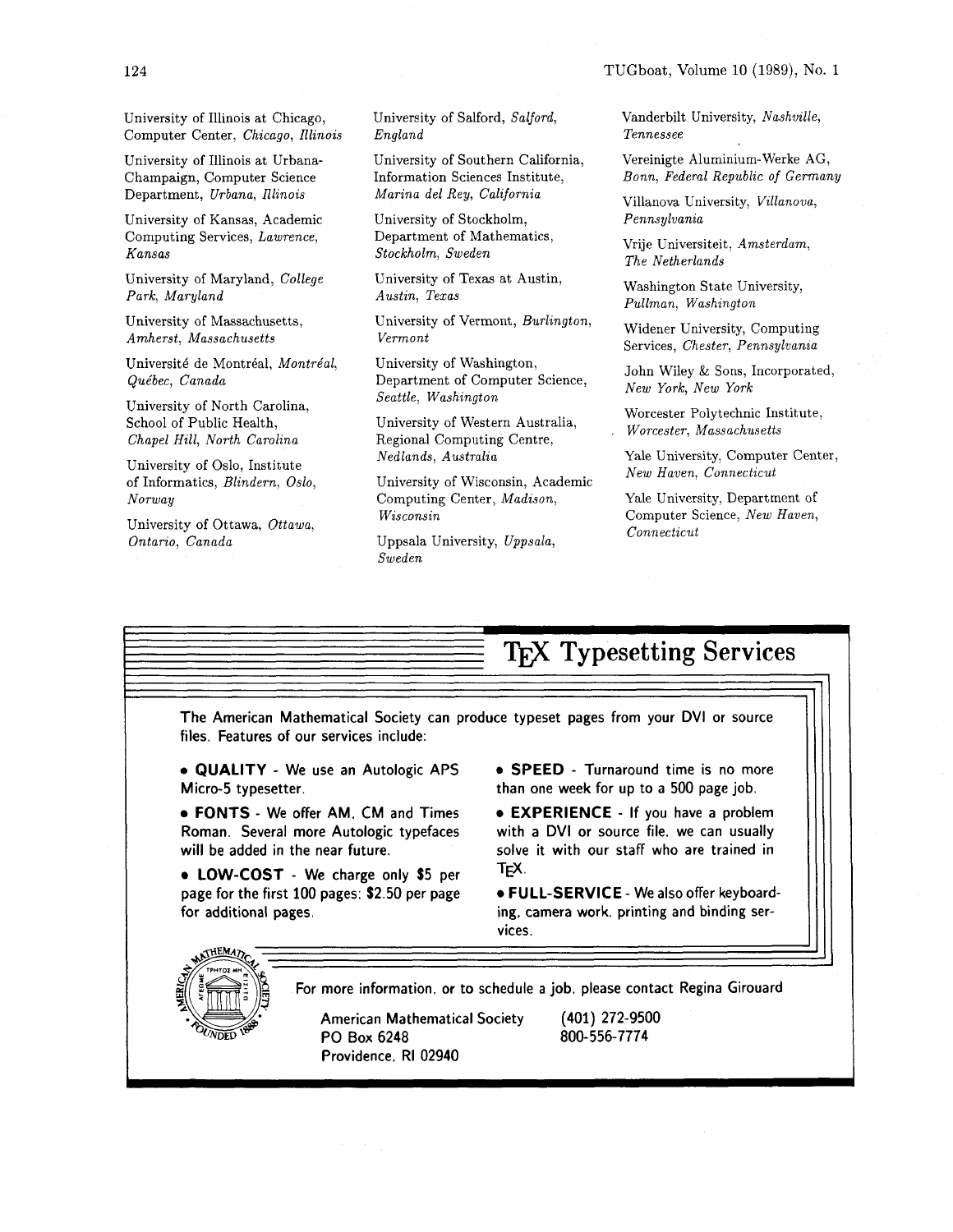University of Illinois at Chicago, Computer Center, *Chicago, Illinois*

University of Illinois at Urbana-Champaign, Computer Science Department, *Urbana, Illinois*

University of Kansas, Academic Computing Services, *Lawrence, Kansas*

University of Maryland, *College Park, Maryland*

University of Massachusetts, *Amherst, Massachusetts*

Université de Montréal, *Montréal, Québec, Canada*

University of North Carolina, School of Public Health, *Chapel Hill, North Carolina*

University of Oslo, Institute of Informatics, *Blindern, Oslo, Norway*

University of Ottawa, *Ottawa, Ontario, Canada*

University of Salford, *Salford, England*

University of Southern California, Information Sciences Institute, *Marina del Rey, California*

University of Stockholm, Department of Mathematics, *Stockholm, Sweden*

University of Texas at Austin, *Austin, Texas*

University of Vermont, *Burlington, Vermont*

University of Washington, Department of Computer Science, *Seattle, Washington*

University of Western Australia, Regional Computing Centre, *Nedlands, Australia*

University of Wisconsin, Academic Computing Center, *Madison, Wisconsin*

Uppsala University, *Uppsala, Sweden*

Vanderbilt University, *Nashville, Tennessee*

Vereinigte Aluminium-Werke AG, *Bonn, Federal Republic of Germany*

Villanova University, *Villanova, Pennsylvania*

Vrije Universiteit, *Amsterdam, The Netherlands*

Washington State University, *Pullman, Washington*

Widener University, Computing Services, *Chester, Pennsylvania*

John Wiley & Sons, Incorporated, *New York, New York*

Worcester Polytechnic Institute, *Worcester, Massachusetts*

Yale University, Computer Center, *New Haven, Connecticut*

Yale University, Department of Computer Science, *New Haven, Connecticut*

## TeX Typesetting Services

The American Mathematical Society can produce typeset pages from your DVI or source files. Features of our services include:

- **QUALITY** - We use an Autologic APS Micro-5 typesetter.
- **FONTS** - We offer AM, CM and Times Roman. Several more Autologic typefaces will be added in the near future.
- **LOW-COST** - We charge only $5 per page for the first 100 pages; $2.50 per page for additional pages.
- **SPEED** - Turnaround time is no more than one week for up to a 500 page job.
- **EXPERIENCE** - If you have a problem with a DVI or source file, we can usually solve it with our staff who are trained in TeX.
- **FULL-SERVICE** - We also offer keyboarding, camera work, printing and binding services.

For more information, or to schedule a job, please contact Regina Girouard

American Mathematical Society
PO Box 6248
Providence, RI 02940

(401) 272-9500
800-556-7774